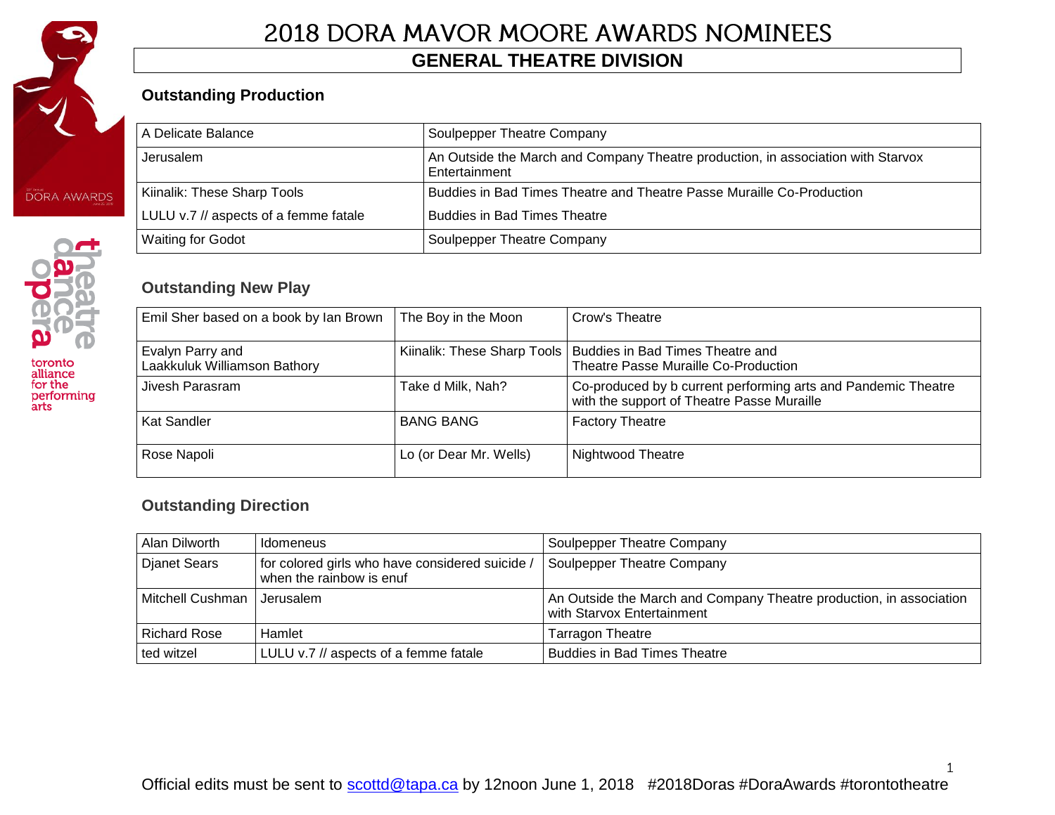# 2018 DORA MAVOR MOORE AWARDS NOMINEES

## GENERAL THEATRE DIVISION

### Outstanding Production

| | |
|---|---|
| A Delicate Balance | Soulpepper Theatre Company |
| Jerusalem | An Outside the March and Company Theatre production, in association with Starvox Entertainment |
| Kiinalik: These Sharp Tools | Buddies in Bad Times Theatre and Theatre Passe Muraille Co-Production |
| LULU v.7 // aspects of a femme fatale | Buddies in Bad Times Theatre |
| Waiting for Godot | Soulpepper Theatre Company |

### Outstanding New Play

| | | |
|---|---|---|
| Emil Sher based on a book by Ian Brown | The Boy in the Moon | Crow's Theatre |
| Evalyn Parry and Laakkuluk Williamson Bathory | Kiinalik: These Sharp Tools | Buddies in Bad Times Theatre and Theatre Passe Muraille Co-Production |
| Jivesh Parasram | Take d Milk, Nah? | Co-produced by b current performing arts and Pandemic Theatre with the support of Theatre Passe Muraille |
| Kat Sandler | BANG BANG | Factory Theatre |
| Rose Napoli | Lo (or Dear Mr. Wells) | Nightwood Theatre |

### Outstanding Direction

| | | |
|---|---|---|
| Alan Dilworth | Idomeneus | Soulpepper Theatre Company |
| Djanet Sears | for colored girls who have considered suicide / when the rainbow is enuf | Soulpepper Theatre Company |
| Mitchell Cushman | Jerusalem | An Outside the March and Company Theatre production, in association with Starvox Entertainment |
| Richard Rose | Hamlet | Tarragon Theatre |
| ted witzel | LULU v.7 // aspects of a femme fatale | Buddies in Bad Times Theatre |

Official edits must be sent to scottd@tapa.ca by 12noon June 1, 2018 #2018Doras #DoraAwards #torontotheatre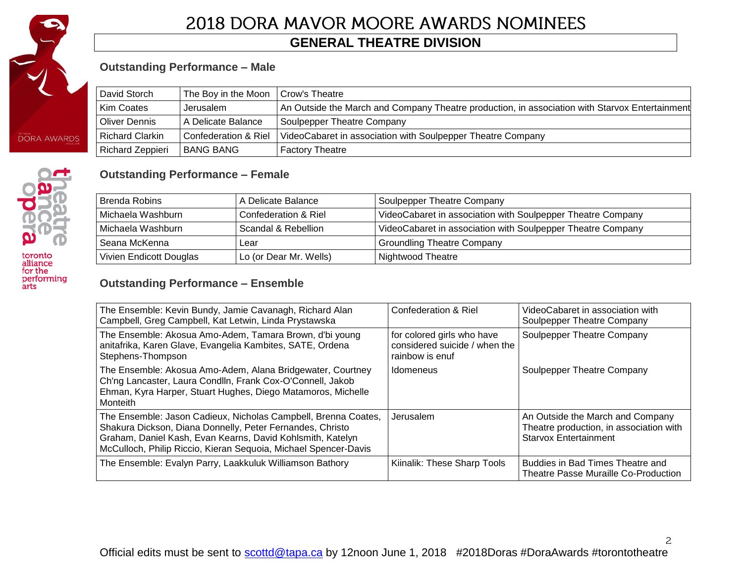# 2018 DORA MAVOR MOORE AWARDS NOMINEES

## GENERAL THEATRE DIVISION

### Outstanding Performance – Male

| | | |
|---|---|---|
| David Storch | The Boy in the Moon | Crow's Theatre |
| Kim Coates | Jerusalem | An Outside the March and Company Theatre production, in association with Starvox Entertainment |
| Oliver Dennis | A Delicate Balance | Soulpepper Theatre Company |
| Richard Clarkin | Confederation & Riel | VideoCabaret in association with Soulpepper Theatre Company |
| Richard Zeppieri | BANG BANG | Factory Theatre |

### Outstanding Performance – Female

| | | |
|---|---|---|
| Brenda Robins | A Delicate Balance | Soulpepper Theatre Company |
| Michaela Washburn | Confederation & Riel | VideoCabaret in association with Soulpepper Theatre Company |
| Michaela Washburn | Scandal & Rebellion | VideoCabaret in association with Soulpepper Theatre Company |
| Seana McKenna | Lear | Groundling Theatre Company |
| Vivien Endicott Douglas | Lo (or Dear Mr. Wells) | Nightwood Theatre |

### Outstanding Performance – Ensemble

| | | |
|---|---|---|
| The Ensemble: Kevin Bundy, Jamie Cavanagh, Richard Alan Campbell, Greg Campbell, Kat Letwin, Linda Prystawska | Confederation & Riel | VideoCabaret in association with Soulpepper Theatre Company |
| The Ensemble: Akosua Amo-Adem, Tamara Brown, d'bi young anitafrika, Karen Glave, Evangelia Kambites, SATE, Ordena Stephens-Thompson | for colored girls who have considered suicide / when the rainbow is enuf | Soulpepper Theatre Company |
| The Ensemble: Akosua Amo-Adem, Alana Bridgewater, Courtney Ch'ng Lancaster, Laura Condlln, Frank Cox-O'Connell, Jakob Ehman, Kyra Harper, Stuart Hughes, Diego Matamoros, Michelle Monteith | Idomeneus | Soulpepper Theatre Company |
| The Ensemble: Jason Cadieux, Nicholas Campbell, Brenna Coates, Shakura Dickson, Diana Donnelly, Peter Fernandes, Christo Graham, Daniel Kash, Evan Kearns, David Kohlsmith, Katelyn McCulloch, Philip Riccio, Kieran Sequoia, Michael Spencer-Davis | Jerusalem | An Outside the March and Company Theatre production, in association with Starvox Entertainment |
| The Ensemble: Evalyn Parry, Laakkuluk Williamson Bathory | Kiinalik: These Sharp Tools | Buddies in Bad Times Theatre and Theatre Passe Muraille Co-Production |

Official edits must be sent to scottd@tapa.ca by 12noon June 1, 2018 #2018Doras #DoraAwards #torontotheatre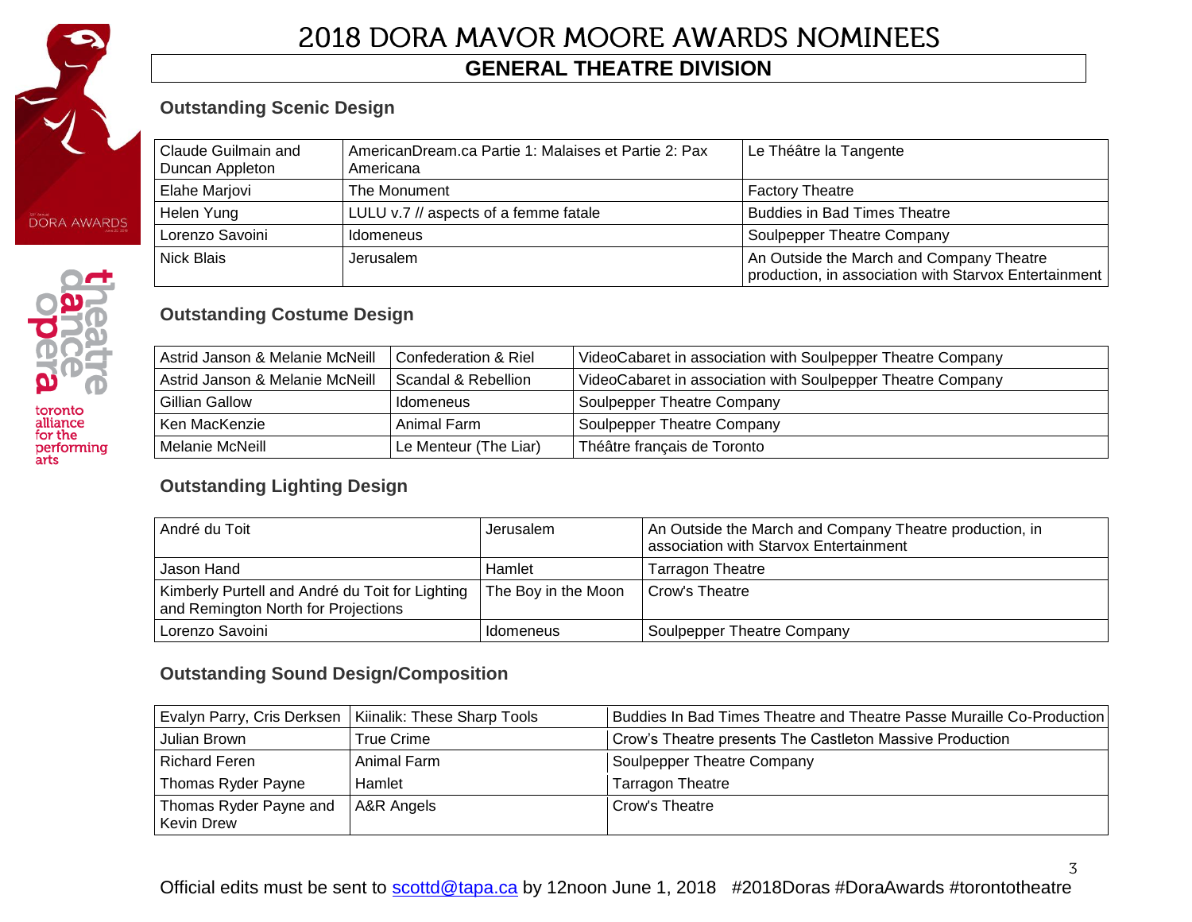// Sequencing policy: exclude_page_headers
# 2018 DORA MAVOR MOORE AWARDS NOMINEES

## GENERAL THEATRE DIVISION

### Outstanding Scenic Design

| | | |
|---|---|---|
| Claude Guilmain and Duncan Appleton | AmericanDream.ca Partie 1: Malaises et Partie 2: Pax Americana | Le Théâtre la Tangente |
| Elahe Marjovi | The Monument | Factory Theatre |
| Helen Yung | LULU v.7 // aspects of a femme fatale | Buddies in Bad Times Theatre |
| Lorenzo Savoini | Idomeneus | Soulpepper Theatre Company |
| Nick Blais | Jerusalem | An Outside the March and Company Theatre production, in association with Starvox Entertainment |

### Outstanding Costume Design

| | | |
|---|---|---|
| Astrid Janson & Melanie McNeill | Confederation & Riel | VideoCabaret in association with Soulpepper Theatre Company |
| Astrid Janson & Melanie McNeill | Scandal & Rebellion | VideoCabaret in association with Soulpepper Theatre Company |
| Gillian Gallow | Idomeneus | Soulpepper Theatre Company |
| Ken MacKenzie | Animal Farm | Soulpepper Theatre Company |
| Melanie McNeill | Le Menteur (The Liar) | Théâtre français de Toronto |

### Outstanding Lighting Design

| | | |
|---|---|---|
| André du Toit | Jerusalem | An Outside the March and Company Theatre production, in association with Starvox Entertainment |
| Jason Hand | Hamlet | Tarragon Theatre |
| Kimberly Purtell and André du Toit for Lighting and Remington North for Projections | The Boy in the Moon | Crow's Theatre |
| Lorenzo Savoini | Idomeneus | Soulpepper Theatre Company |

### Outstanding Sound Design/Composition

| | | |
|---|---|---|
| Evalyn Parry, Cris Derksen | Kiinalik: These Sharp Tools | Buddies In Bad Times Theatre and Theatre Passe Muraille Co-Production |
| Julian Brown | True Crime | Crow's Theatre presents The Castleton Massive Production |
| Richard Feren | Animal Farm | Soulpepper Theatre Company |
| Thomas Ryder Payne | Hamlet | Tarragon Theatre |
| Thomas Ryder Payne and Kevin Drew | A&R Angels | Crow's Theatre |

Official edits must be sent to scottd@tapa.ca by 12noon June 1, 2018 #2018Doras #DoraAwards #torontotheatre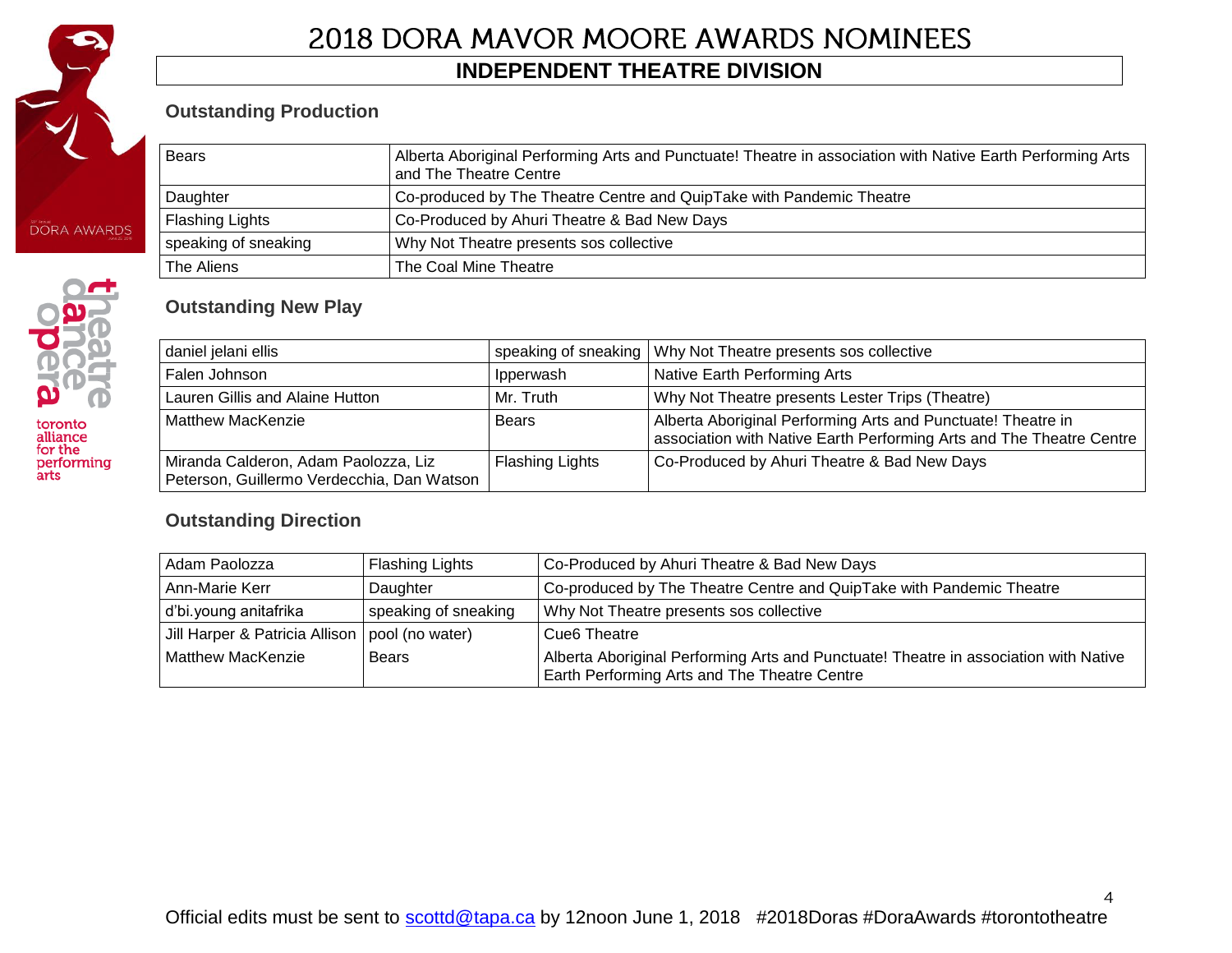# 2018 DORA MAVOR MOORE AWARDS NOMINEES

## INDEPENDENT THEATRE DIVISION

### Outstanding Production

| | |
|---|---|
| Bears | Alberta Aboriginal Performing Arts and Punctuate! Theatre in association with Native Earth Performing Arts and The Theatre Centre |
| Daughter | Co-produced by The Theatre Centre and QuipTake with Pandemic Theatre |
| Flashing Lights | Co-Produced by Ahuri Theatre & Bad New Days |
| speaking of sneaking | Why Not Theatre presents sos collective |
| The Aliens | The Coal Mine Theatre |

### Outstanding New Play

| | | |
|---|---|---|
| daniel jelani ellis | speaking of sneaking | Why Not Theatre presents sos collective |
| Falen Johnson | Ipperwash | Native Earth Performing Arts |
| Lauren Gillis and Alaine Hutton | Mr. Truth | Why Not Theatre presents Lester Trips (Theatre) |
| Matthew MacKenzie | Bears | Alberta Aboriginal Performing Arts and Punctuate! Theatre in association with Native Earth Performing Arts and The Theatre Centre |
| Miranda Calderon, Adam Paolozza, Liz Peterson, Guillermo Verdecchia, Dan Watson | Flashing Lights | Co-Produced by Ahuri Theatre & Bad New Days |

### Outstanding Direction

| | | |
|---|---|---|
| Adam Paolozza | Flashing Lights | Co-Produced by Ahuri Theatre & Bad New Days |
| Ann-Marie Kerr | Daughter | Co-produced by The Theatre Centre and QuipTake with Pandemic Theatre |
| d'bi.young anitafrika | speaking of sneaking | Why Not Theatre presents sos collective |
| Jill Harper & Patricia Allison | pool (no water) | Cue6 Theatre |
| Matthew MacKenzie | Bears | Alberta Aboriginal Performing Arts and Punctuate! Theatre in association with Native Earth Performing Arts and The Theatre Centre |

Official edits must be sent to scottd@tapa.ca by 12noon June 1, 2018 #2018Doras #DoraAwards #torontotheatre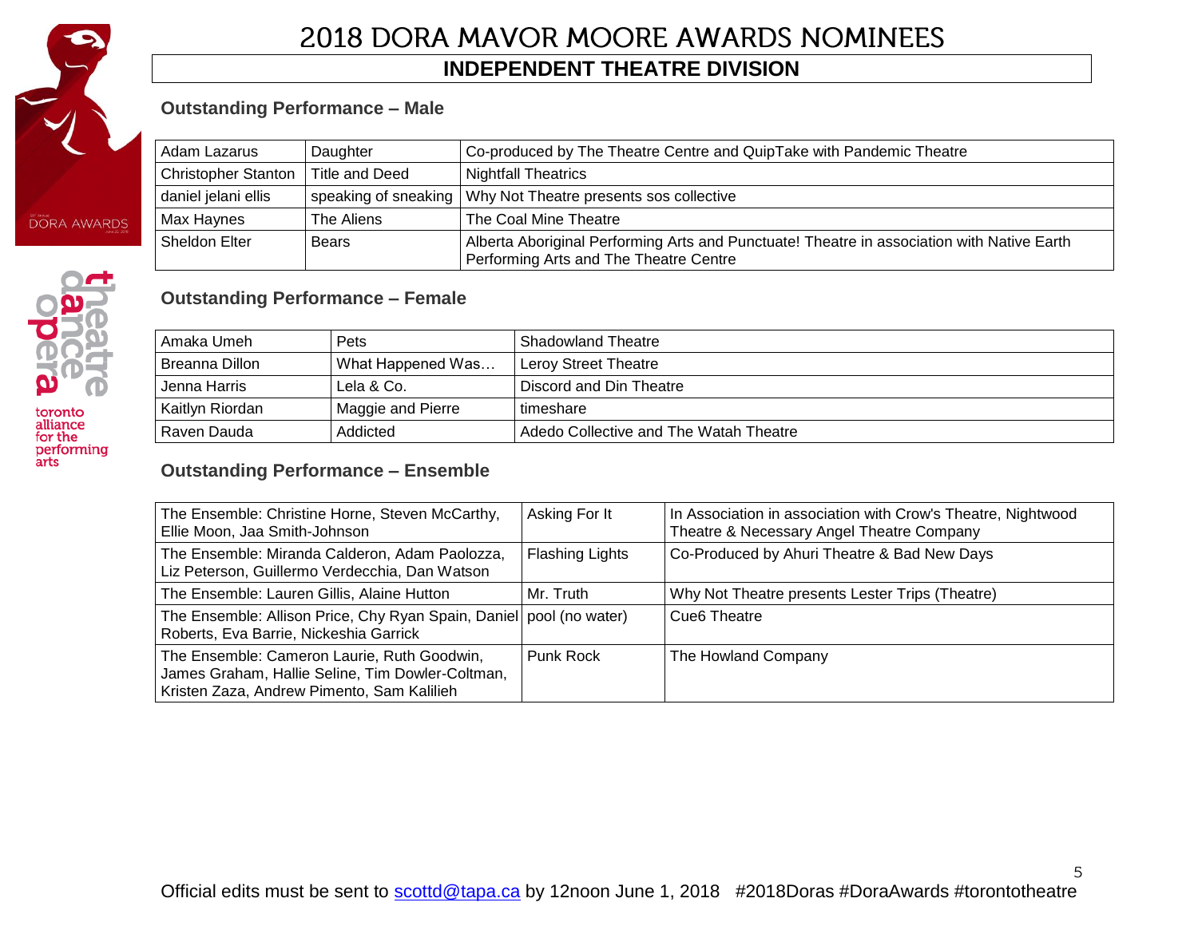# 2018 DORA MAVOR MOORE AWARDS NOMINEES

## INDEPENDENT THEATRE DIVISION

### Outstanding Performance – Male

| | | |
|---|---|---|
| Adam Lazarus | Daughter | Co-produced by The Theatre Centre and QuipTake with Pandemic Theatre |
| Christopher Stanton | Title and Deed | Nightfall Theatrics |
| daniel jelani ellis | speaking of sneaking | Why Not Theatre presents sos collective |
| Max Haynes | The Aliens | The Coal Mine Theatre |
| Sheldon Elter | Bears | Alberta Aboriginal Performing Arts and Punctuate! Theatre in association with Native Earth Performing Arts and The Theatre Centre |

### Outstanding Performance – Female

| | | |
|---|---|---|
| Amaka Umeh | Pets | Shadowland Theatre |
| Breanna Dillon | What Happened Was… | Leroy Street Theatre |
| Jenna Harris | Lela & Co. | Discord and Din Theatre |
| Kaitlyn Riordan | Maggie and Pierre | timeshare |
| Raven Dauda | Addicted | Adedo Collective and The Watah Theatre |

### Outstanding Performance – Ensemble

| | | |
|---|---|---|
| The Ensemble: Christine Horne, Steven McCarthy, Ellie Moon, Jaa Smith-Johnson | Asking For It | In Association in association with Crow's Theatre, Nightwood Theatre & Necessary Angel Theatre Company |
| The Ensemble: Miranda Calderon, Adam Paolozza, Liz Peterson, Guillermo Verdecchia, Dan Watson | Flashing Lights | Co-Produced by Ahuri Theatre & Bad New Days |
| The Ensemble: Lauren Gillis, Alaine Hutton | Mr. Truth | Why Not Theatre presents Lester Trips (Theatre) |
| The Ensemble: Allison Price, Chy Ryan Spain, Daniel Roberts, Eva Barrie, Nickeshia Garrick | pool (no water) | Cue6 Theatre |
| The Ensemble: Cameron Laurie, Ruth Goodwin, James Graham, Hallie Seline, Tim Dowler-Coltman, Kristen Zaza, Andrew Pimento, Sam Kalilieh | Punk Rock | The Howland Company |

Official edits must be sent to scottd@tapa.ca by 12noon June 1, 2018 #2018Doras #DoraAwards #torontotheatre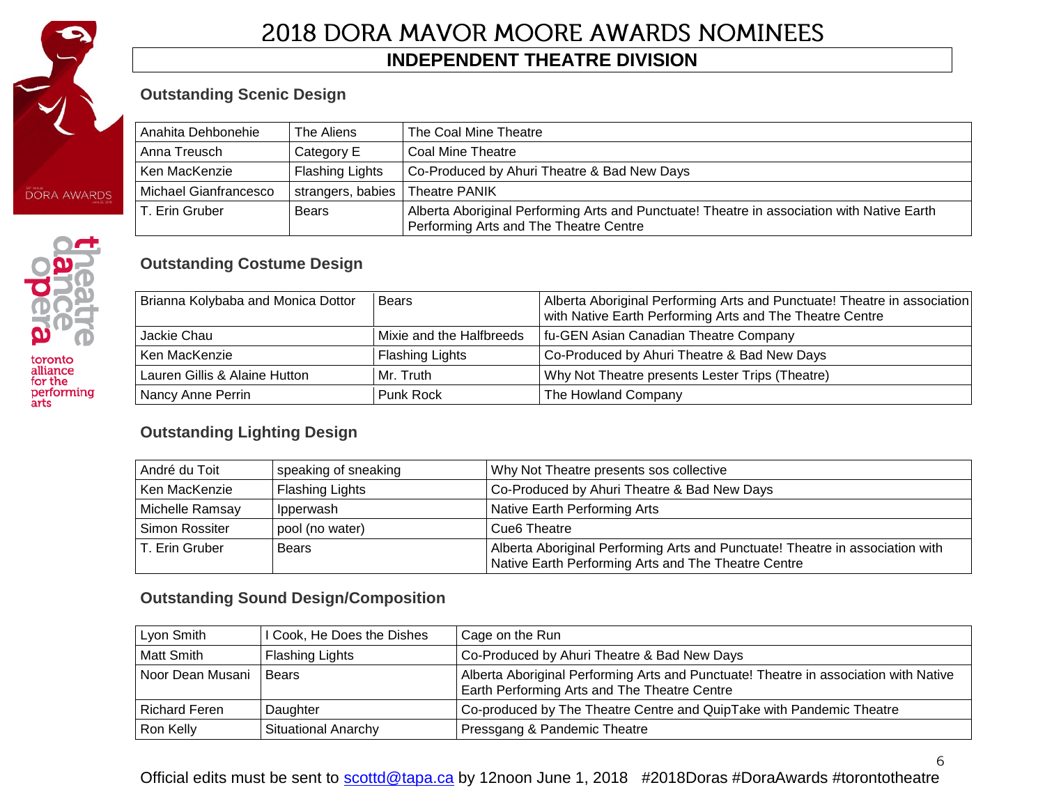# 2018 DORA MAVOR MOORE AWARDS NOMINEES

## INDEPENDENT THEATRE DIVISION

### Outstanding Scenic Design

| | | |
|---|---|---|
| Anahita Dehbonehie | The Aliens | The Coal Mine Theatre |
| Anna Treusch | Category E | Coal Mine Theatre |
| Ken MacKenzie | Flashing Lights | Co-Produced by Ahuri Theatre & Bad New Days |
| Michael Gianfrancesco | strangers, babies | Theatre PANIK |
| T. Erin Gruber | Bears | Alberta Aboriginal Performing Arts and Punctuate! Theatre in association with Native Earth Performing Arts and The Theatre Centre |

### Outstanding Costume Design

| | | |
|---|---|---|
| Brianna Kolybaba and Monica Dottor | Bears | Alberta Aboriginal Performing Arts and Punctuate! Theatre in association with Native Earth Performing Arts and The Theatre Centre |
| Jackie Chau | Mixie and the Halfbreeds | fu-GEN Asian Canadian Theatre Company |
| Ken MacKenzie | Flashing Lights | Co-Produced by Ahuri Theatre & Bad New Days |
| Lauren Gillis & Alaine Hutton | Mr. Truth | Why Not Theatre presents Lester Trips (Theatre) |
| Nancy Anne Perrin | Punk Rock | The Howland Company |

### Outstanding Lighting Design

| | | |
|---|---|---|
| André du Toit | speaking of sneaking | Why Not Theatre presents sos collective |
| Ken MacKenzie | Flashing Lights | Co-Produced by Ahuri Theatre & Bad New Days |
| Michelle Ramsay | Ipperwash | Native Earth Performing Arts |
| Simon Rossiter | pool (no water) | Cue6 Theatre |
| T. Erin Gruber | Bears | Alberta Aboriginal Performing Arts and Punctuate! Theatre in association with Native Earth Performing Arts and The Theatre Centre |

### Outstanding Sound Design/Composition

| | | |
|---|---|---|
| Lyon Smith | I Cook, He Does the Dishes | Cage on the Run |
| Matt Smith | Flashing Lights | Co-Produced by Ahuri Theatre & Bad New Days |
| Noor Dean Musani | Bears | Alberta Aboriginal Performing Arts and Punctuate! Theatre in association with Native Earth Performing Arts and The Theatre Centre |
| Richard Feren | Daughter | Co-produced by The Theatre Centre and QuipTake with Pandemic Theatre |
| Ron Kelly | Situational Anarchy | Pressgang & Pandemic Theatre |

Official edits must be sent to scottd@tapa.ca by 12noon June 1, 2018 #2018Doras #DoraAwards #torontotheatre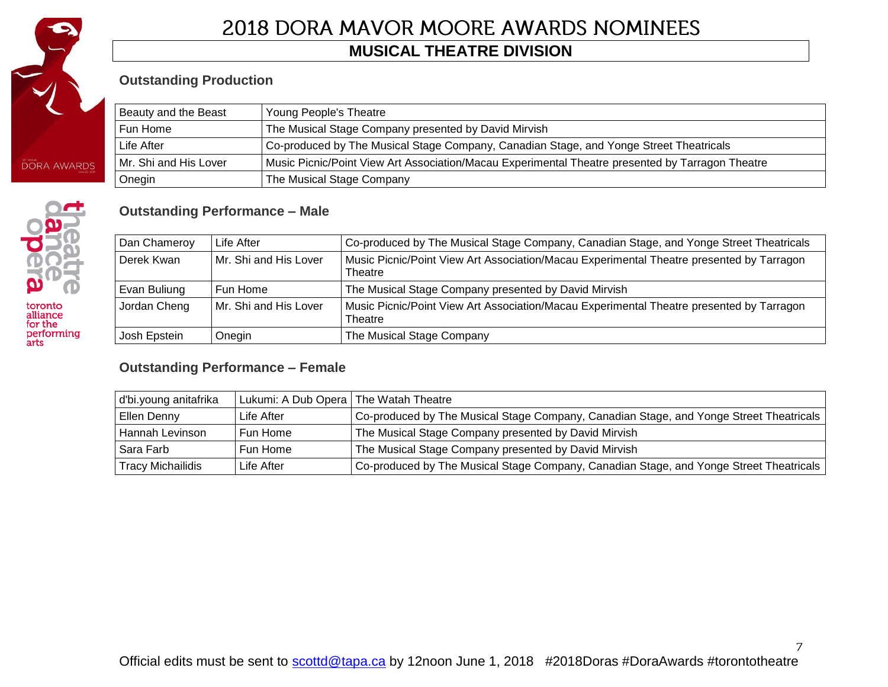# 2018 DORA MAVOR MOORE AWARDS NOMINEES

## MUSICAL THEATRE DIVISION

### Outstanding Production

| | |
|---|---|
| Beauty and the Beast | Young People's Theatre |
| Fun Home | The Musical Stage Company presented by David Mirvish |
| Life After | Co-produced by The Musical Stage Company, Canadian Stage, and Yonge Street Theatricals |
| Mr. Shi and His Lover | Music Picnic/Point View Art Association/Macau Experimental Theatre presented by Tarragon Theatre |
| Onegin | The Musical Stage Company |

### Outstanding Performance – Male

| | | |
|---|---|---|
| Dan Chameroy | Life After | Co-produced by The Musical Stage Company, Canadian Stage, and Yonge Street Theatricals |
| Derek Kwan | Mr. Shi and His Lover | Music Picnic/Point View Art Association/Macau Experimental Theatre presented by Tarragon Theatre |
| Evan Buliung | Fun Home | The Musical Stage Company presented by David Mirvish |
| Jordan Cheng | Mr. Shi and His Lover | Music Picnic/Point View Art Association/Macau Experimental Theatre presented by Tarragon Theatre |
| Josh Epstein | Onegin | The Musical Stage Company |

### Outstanding Performance – Female

| | | |
|---|---|---|
| d'bi.young anitafrika | Lukumi: A Dub Opera | The Watah Theatre |
| Ellen Denny | Life After | Co-produced by The Musical Stage Company, Canadian Stage, and Yonge Street Theatricals |
| Hannah Levinson | Fun Home | The Musical Stage Company presented by David Mirvish |
| Sara Farb | Fun Home | The Musical Stage Company presented by David Mirvish |
| Tracy Michailidis | Life After | Co-produced by The Musical Stage Company, Canadian Stage, and Yonge Street Theatricals |

Official edits must be sent to scottd@tapa.ca by 12noon June 1, 2018 #2018Doras #DoraAwards #torontotheatre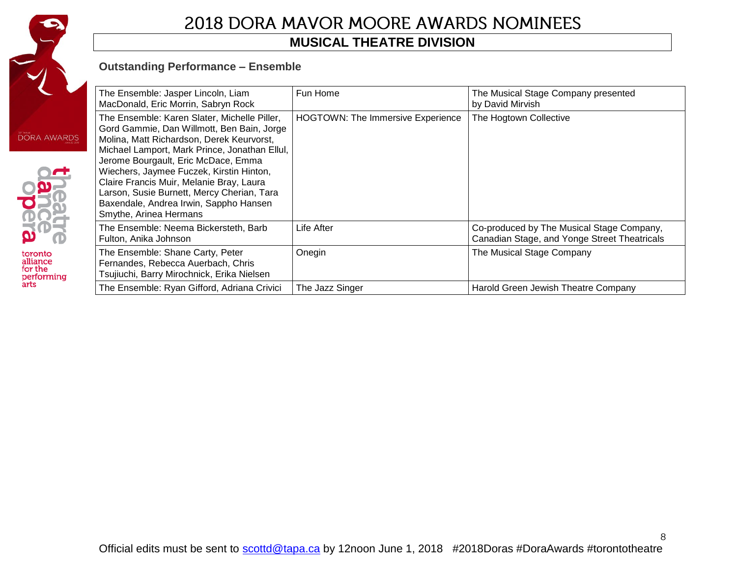# 2018 DORA MAVOR MOORE AWARDS NOMINEES

## MUSICAL THEATRE DIVISION

### Outstanding Performance – Ensemble

| | | |
|---|---|---|
| The Ensemble: Jasper Lincoln, Liam MacDonald, Eric Morrin, Sabryn Rock | Fun Home | The Musical Stage Company presented by David Mirvish |
| The Ensemble: Karen Slater, Michelle Piller, Gord Gammie, Dan Willmott, Ben Bain, Jorge Molina, Matt Richardson, Derek Keurvorst, Michael Lamport, Mark Prince, Jonathan Ellul, Jerome Bourgault, Eric McDace, Emma Wiechers, Jaymee Fuczek, Kirstin Hinton, Claire Francis Muir, Melanie Bray, Laura Larson, Susie Burnett, Mercy Cherian, Tara Baxendale, Andrea Irwin, Sappho Hansen Smythe, Arinea Hermans | HOGTOWN: The Immersive Experience | The Hogtown Collective |
| The Ensemble: Neema Bickersteth, Barb Fulton, Anika Johnson | Life After | Co-produced by The Musical Stage Company, Canadian Stage, and Yonge Street Theatricals |
| The Ensemble: Shane Carty, Peter Fernandes, Rebecca Auerbach, Chris Tsujiuchi, Barry Mirochnick, Erika Nielsen | Onegin | The Musical Stage Company |
| The Ensemble: Ryan Gifford, Adriana Crivici | The Jazz Singer | Harold Green Jewish Theatre Company |

Official edits must be sent to scottd@tapa.ca by 12noon June 1, 2018 #2018Doras #DoraAwards #torontotheatre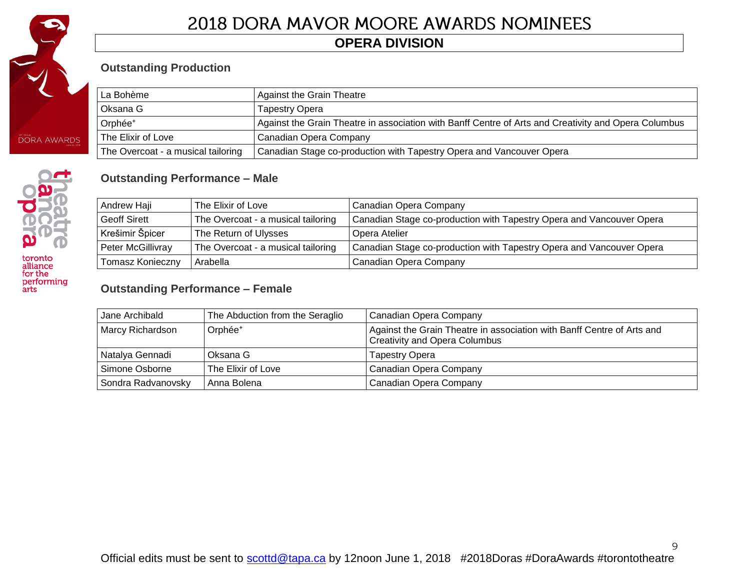# 2018 DORA MAVOR MOORE AWARDS NOMINEES

## OPERA DIVISION

### Outstanding Production

| | |
|---|---|
| La Bohème | Against the Grain Theatre |
| Oksana G | Tapestry Opera |
| Orphée⁺ | Against the Grain Theatre in association with Banff Centre of Arts and Creativity and Opera Columbus |
| The Elixir of Love | Canadian Opera Company |
| The Overcoat - a musical tailoring | Canadian Stage co-production with Tapestry Opera and Vancouver Opera |

### Outstanding Performance – Male

| | | |
|---|---|---|
| Andrew Haji | The Elixir of Love | Canadian Opera Company |
| Geoff Sirett | The Overcoat - a musical tailoring | Canadian Stage co-production with Tapestry Opera and Vancouver Opera |
| Krešimir Špicer | The Return of Ulysses | Opera Atelier |
| Peter McGillivray | The Overcoat - a musical tailoring | Canadian Stage co-production with Tapestry Opera and Vancouver Opera |
| Tomasz Konieczny | Arabella | Canadian Opera Company |

### Outstanding Performance – Female

| | | |
|---|---|---|
| Jane Archibald | The Abduction from the Seraglio | Canadian Opera Company |
| Marcy Richardson | Orphée⁺ | Against the Grain Theatre in association with Banff Centre of Arts and Creativity and Opera Columbus |
| Natalya Gennadi | Oksana G | Tapestry Opera |
| Simone Osborne | The Elixir of Love | Canadian Opera Company |
| Sondra Radvanovsky | Anna Bolena | Canadian Opera Company |

Official edits must be sent to scottd@tapa.ca by 12noon June 1, 2018 #2018Doras #DoraAwards #torontotheatre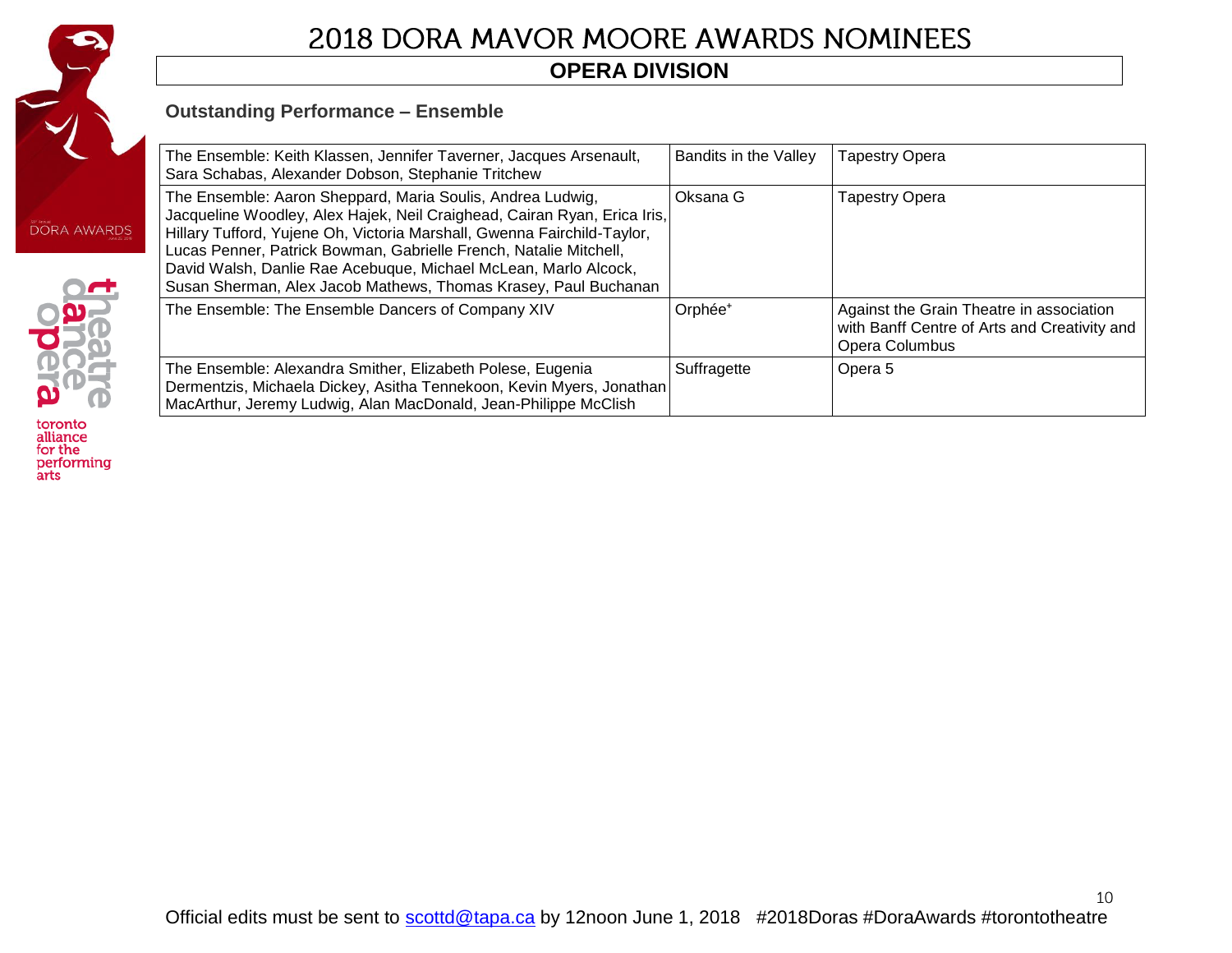# 2018 DORA MAVOR MOORE AWARDS NOMINEES

## OPERA DIVISION

### Outstanding Performance – Ensemble

| | | |
|---|---|---|
| The Ensemble: Keith Klassen, Jennifer Taverner, Jacques Arsenault, Sara Schabas, Alexander Dobson, Stephanie Tritchew | Bandits in the Valley | Tapestry Opera |
| The Ensemble: Aaron Sheppard, Maria Soulis, Andrea Ludwig, Jacqueline Woodley, Alex Hajek, Neil Craighead, Cairan Ryan, Erica Iris, Hillary Tufford, Yujene Oh, Victoria Marshall, Gwenna Fairchild-Taylor, Lucas Penner, Patrick Bowman, Gabrielle French, Natalie Mitchell, David Walsh, Danlie Rae Acebuque, Michael McLean, Marlo Alcock, Susan Sherman, Alex Jacob Mathews, Thomas Krasey, Paul Buchanan | Oksana G | Tapestry Opera |
| The Ensemble: The Ensemble Dancers of Company XIV | Orphée⁺ | Against the Grain Theatre in association with Banff Centre of Arts and Creativity and Opera Columbus |
| The Ensemble: Alexandra Smither, Elizabeth Polese, Eugenia Dermentzis, Michaela Dickey, Asitha Tennekoon, Kevin Myers, Jonathan MacArthur, Jeremy Ludwig, Alan MacDonald, Jean-Philippe McClish | Suffragette | Opera 5 |

Official edits must be sent to scottd@tapa.ca by 12noon June 1, 2018 #2018Doras #DoraAwards #torontotheatre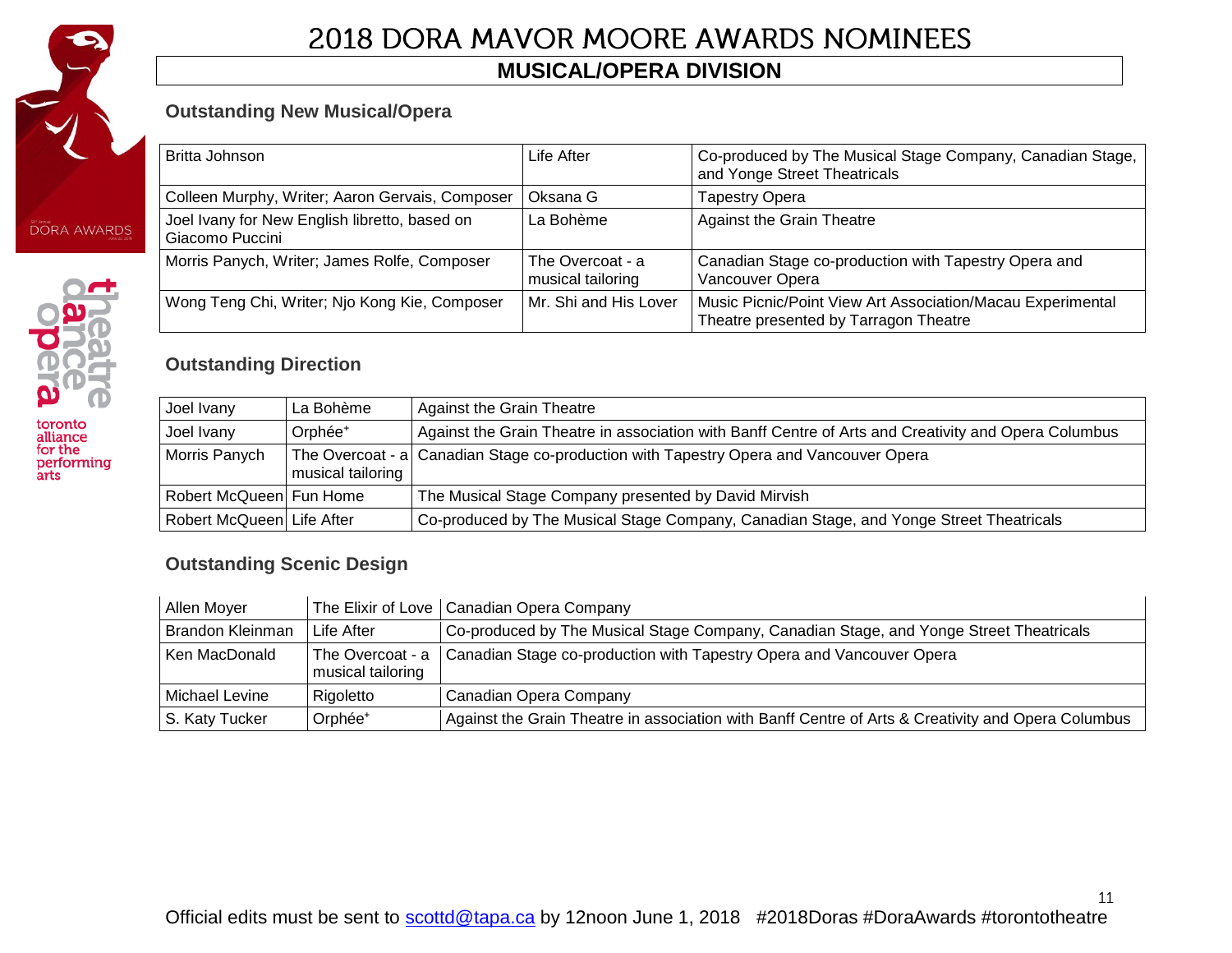# 2018 DORA MAVOR MOORE AWARDS NOMINEES

## MUSICAL/OPERA DIVISION

### Outstanding New Musical/Opera

| | | |
|---|---|---|
| Britta Johnson | Life After | Co-produced by The Musical Stage Company, Canadian Stage, and Yonge Street Theatricals |
| Colleen Murphy, Writer; Aaron Gervais, Composer | Oksana G | Tapestry Opera |
| Joel Ivany for New English libretto, based on Giacomo Puccini | La Bohème | Against the Grain Theatre |
| Morris Panych, Writer; James Rolfe, Composer | The Overcoat - a musical tailoring | Canadian Stage co-production with Tapestry Opera and Vancouver Opera |
| Wong Teng Chi, Writer; Njo Kong Kie, Composer | Mr. Shi and His Lover | Music Picnic/Point View Art Association/Macau Experimental Theatre presented by Tarragon Theatre |

### Outstanding Direction

| | | |
|---|---|---|
| Joel Ivany | La Bohème | Against the Grain Theatre |
| Joel Ivany | Orphée+ | Against the Grain Theatre in association with Banff Centre of Arts and Creativity and Opera Columbus |
| Morris Panych | The Overcoat - a musical tailoring | Canadian Stage co-production with Tapestry Opera and Vancouver Opera |
| Robert McQueen | Fun Home | The Musical Stage Company presented by David Mirvish |
| Robert McQueen | Life After | Co-produced by The Musical Stage Company, Canadian Stage, and Yonge Street Theatricals |

### Outstanding Scenic Design

| | | |
|---|---|---|
| Allen Moyer | The Elixir of Love | Canadian Opera Company |
| Brandon Kleinman | Life After | Co-produced by The Musical Stage Company, Canadian Stage, and Yonge Street Theatricals |
| Ken MacDonald | The Overcoat - a musical tailoring | Canadian Stage co-production with Tapestry Opera and Vancouver Opera |
| Michael Levine | Rigoletto | Canadian Opera Company |
| S. Katy Tucker | Orphée+ | Against the Grain Theatre in association with Banff Centre of Arts & Creativity and Opera Columbus |

Official edits must be sent to scottd@tapa.ca by 12noon June 1, 2018 #2018Doras #DoraAwards #torontotheatre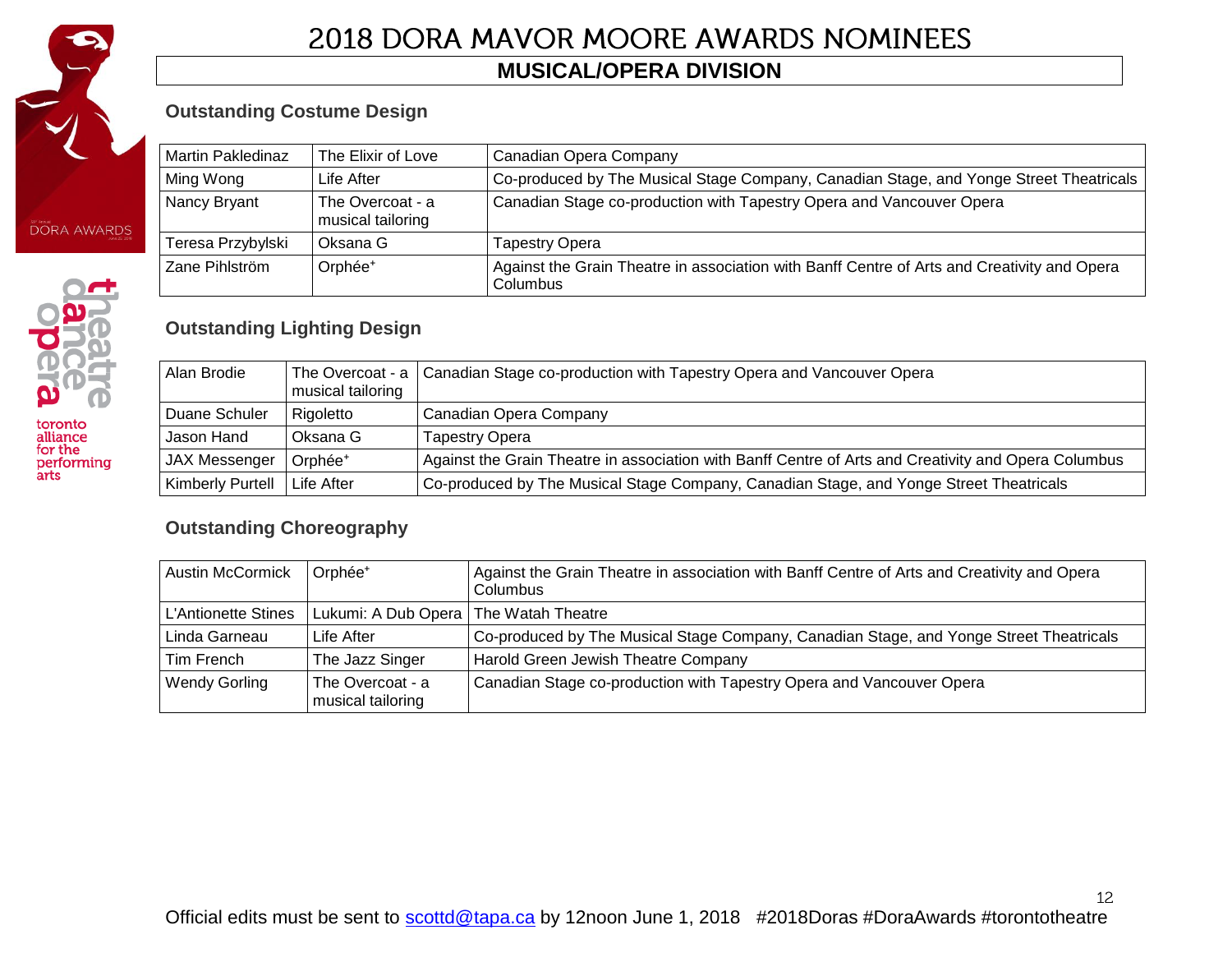# 2018 DORA MAVOR MOORE AWARDS NOMINEES

## MUSICAL/OPERA DIVISION

### Outstanding Costume Design

| | | |
|---|---|---|
| Martin Pakledinaz | The Elixir of Love | Canadian Opera Company |
| Ming Wong | Life After | Co-produced by The Musical Stage Company, Canadian Stage, and Yonge Street Theatricals |
| Nancy Bryant | The Overcoat - a musical tailoring | Canadian Stage co-production with Tapestry Opera and Vancouver Opera |
| Teresa Przybylski | Oksana G | Tapestry Opera |
| Zane Pihlström | Orphée+ | Against the Grain Theatre in association with Banff Centre of Arts and Creativity and Opera Columbus |

### Outstanding Lighting Design

| | | |
|---|---|---|
| Alan Brodie | The Overcoat - a musical tailoring | Canadian Stage co-production with Tapestry Opera and Vancouver Opera |
| Duane Schuler | Rigoletto | Canadian Opera Company |
| Jason Hand | Oksana G | Tapestry Opera |
| JAX Messenger | Orphée+ | Against the Grain Theatre in association with Banff Centre of Arts and Creativity and Opera Columbus |
| Kimberly Purtell | Life After | Co-produced by The Musical Stage Company, Canadian Stage, and Yonge Street Theatricals |

### Outstanding Choreography

| | | |
|---|---|---|
| Austin McCormick | Orphée+ | Against the Grain Theatre in association with Banff Centre of Arts and Creativity and Opera Columbus |
| L'Antionette Stines | Lukumi: A Dub Opera | The Watah Theatre |
| Linda Garneau | Life After | Co-produced by The Musical Stage Company, Canadian Stage, and Yonge Street Theatricals |
| Tim French | The Jazz Singer | Harold Green Jewish Theatre Company |
| Wendy Gorling | The Overcoat - a musical tailoring | Canadian Stage co-production with Tapestry Opera and Vancouver Opera |

Official edits must be sent to scottd@tapa.ca by 12noon June 1, 2018 #2018Doras #DoraAwards #torontotheatre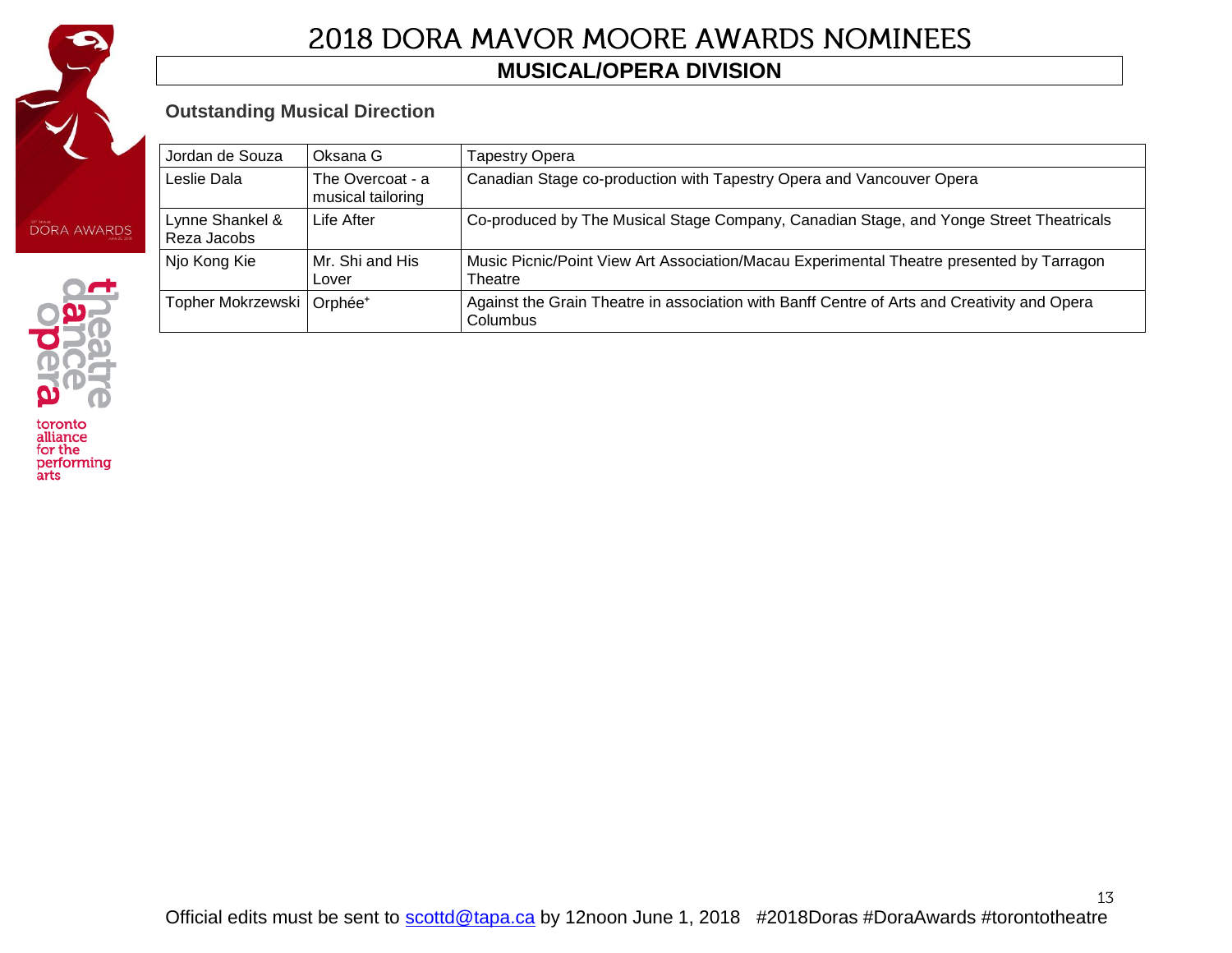# 2018 DORA MAVOR MOORE AWARDS NOMINEES

## MUSICAL/OPERA DIVISION

### Outstanding Musical Direction

| | | |
|---|---|---|
| Jordan de Souza | Oksana G | Tapestry Opera |
| Leslie Dala | The Overcoat - a musical tailoring | Canadian Stage co-production with Tapestry Opera and Vancouver Opera |
| Lynne Shankel & Reza Jacobs | Life After | Co-produced by The Musical Stage Company, Canadian Stage, and Yonge Street Theatricals |
| Njo Kong Kie | Mr. Shi and His Lover | Music Picnic/Point View Art Association/Macau Experimental Theatre presented by Tarragon Theatre |
| Topher Mokrzewski | Orphée⁺ | Against the Grain Theatre in association with Banff Centre of Arts and Creativity and Opera Columbus |

Official edits must be sent to scottd@tapa.ca by 12noon June 1, 2018 #2018Doras #DoraAwards #torontotheatre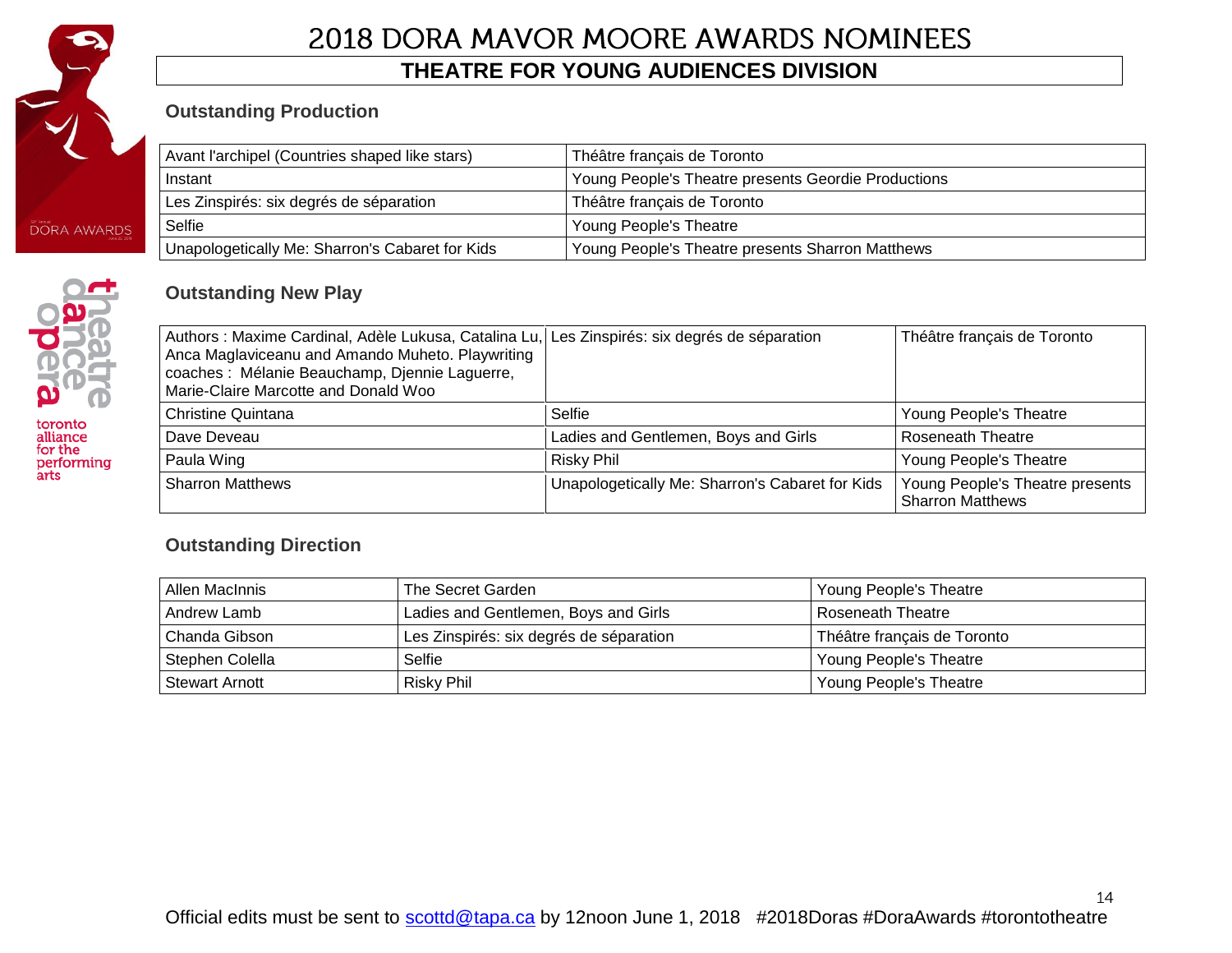# 2018 DORA MAVOR MOORE AWARDS NOMINEES

## THEATRE FOR YOUNG AUDIENCES DIVISION

### Outstanding Production

| | |
|---|---|
| Avant l'archipel (Countries shaped like stars) | Théâtre français de Toronto |
| Instant | Young People's Theatre presents Geordie Productions |
| Les Zinspirés: six degrés de séparation | Théâtre français de Toronto |
| Selfie | Young People's Theatre |
| Unapologetically Me: Sharron's Cabaret for Kids | Young People's Theatre presents Sharron Matthews |

### Outstanding New Play

| | | |
|---|---|---|
| Authors : Maxime Cardinal, Adèle Lukusa, Catalina Lu, Anca Maglaviceanu and Amando Muheto. Playwriting coaches : Mélanie Beauchamp, Djennie Laguerre, Marie-Claire Marcotte and Donald Woo | Les Zinspirés: six degrés de séparation | Théâtre français de Toronto |
| Christine Quintana | Selfie | Young People's Theatre |
| Dave Deveau | Ladies and Gentlemen, Boys and Girls | Roseneath Theatre |
| Paula Wing | Risky Phil | Young People's Theatre |
| Sharron Matthews | Unapologetically Me: Sharron's Cabaret for Kids | Young People's Theatre presents Sharron Matthews |

### Outstanding Direction

| | | |
|---|---|---|
| Allen MacInnis | The Secret Garden | Young People's Theatre |
| Andrew Lamb | Ladies and Gentlemen, Boys and Girls | Roseneath Theatre |
| Chanda Gibson | Les Zinspirés: six degrés de séparation | Théâtre français de Toronto |
| Stephen Colella | Selfie | Young People's Theatre |
| Stewart Arnott | Risky Phil | Young People's Theatre |

Official edits must be sent to scottd@tapa.ca by 12noon June 1, 2018 #2018Doras #DoraAwards #torontotheatre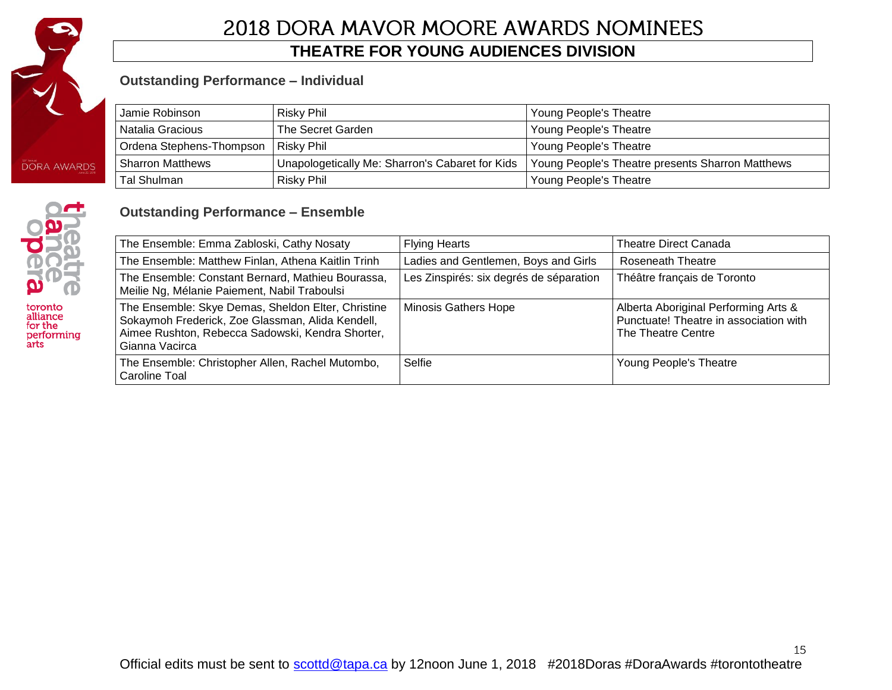# 2018 DORA MAVOR MOORE AWARDS NOMINEES

## THEATRE FOR YOUNG AUDIENCES DIVISION

### Outstanding Performance – Individual

| | | |
|---|---|---|
| Jamie Robinson | Risky Phil | Young People's Theatre |
| Natalia Gracious | The Secret Garden | Young People's Theatre |
| Ordena Stephens-Thompson | Risky Phil | Young People's Theatre |
| Sharron Matthews | Unapologetically Me: Sharron's Cabaret for Kids | Young People's Theatre presents Sharron Matthews |
| Tal Shulman | Risky Phil | Young People's Theatre |

### Outstanding Performance – Ensemble

| | | |
|---|---|---|
| The Ensemble: Emma Zabloski, Cathy Nosaty | Flying Hearts | Theatre Direct Canada |
| The Ensemble: Matthew Finlan, Athena Kaitlin Trinh | Ladies and Gentlemen, Boys and Girls | Roseneath Theatre |
| The Ensemble: Constant Bernard, Mathieu Bourassa, Meilie Ng, Mélanie Paiement, Nabil Traboulsi | Les Zinspirés: six degrés de séparation | Théâtre français de Toronto |
| The Ensemble: Skye Demas, Sheldon Elter, Christine Sokaymoh Frederick, Zoe Glassman, Alida Kendell, Aimee Rushton, Rebecca Sadowski, Kendra Shorter, Gianna Vacirca | Minosis Gathers Hope | Alberta Aboriginal Performing Arts & Punctuate! Theatre in association with The Theatre Centre |
| The Ensemble: Christopher Allen, Rachel Mutombo, Caroline Toal | Selfie | Young People's Theatre |

Official edits must be sent to scottd@tapa.ca by 12noon June 1, 2018 #2018Doras #DoraAwards #torontotheatre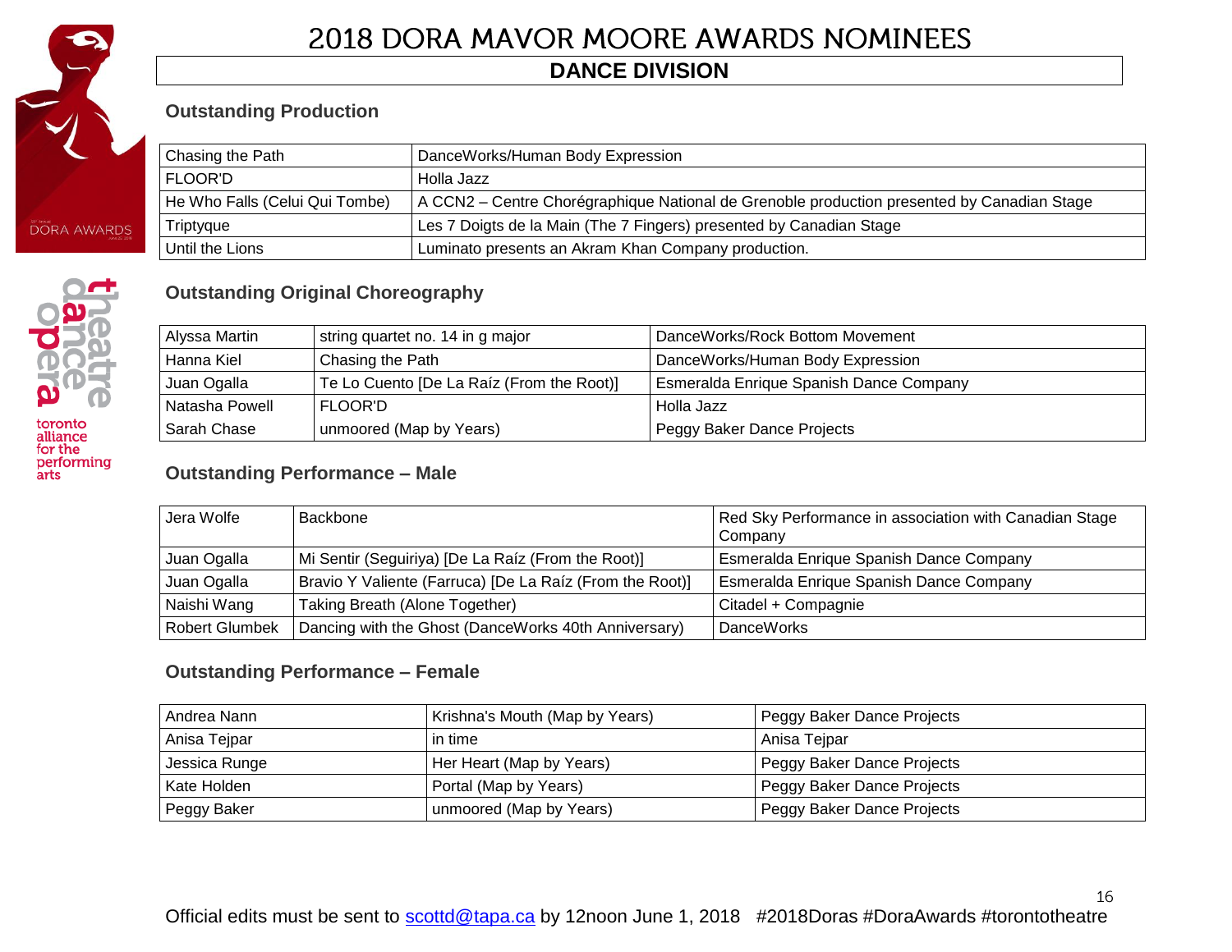# 2018 DORA MAVOR MOORE AWARDS NOMINEES

## DANCE DIVISION

### Outstanding Production

| | |
|---|---|
| Chasing the Path | DanceWorks/Human Body Expression |
| FLOOR'D | Holla Jazz |
| He Who Falls (Celui Qui Tombe) | A CCN2 – Centre Chorégraphique National de Grenoble production presented by Canadian Stage |
| Triptyque | Les 7 Doigts de la Main (The 7 Fingers) presented by Canadian Stage |
| Until the Lions | Luminato presents an Akram Khan Company production. |

### Outstanding Original Choreography

| | | |
|---|---|---|
| Alyssa Martin | string quartet no. 14 in g major | DanceWorks/Rock Bottom Movement |
| Hanna Kiel | Chasing the Path | DanceWorks/Human Body Expression |
| Juan Ogalla | Te Lo Cuento [De La Raíz (From the Root)] | Esmeralda Enrique Spanish Dance Company |
| Natasha Powell | FLOOR'D | Holla Jazz |
| Sarah Chase | unmoored (Map by Years) | Peggy Baker Dance Projects |

### Outstanding Performance – Male

| | | |
|---|---|---|
| Jera Wolfe | Backbone | Red Sky Performance in association with Canadian Stage Company |
| Juan Ogalla | Mi Sentir (Seguiriya) [De La Raíz (From the Root)] | Esmeralda Enrique Spanish Dance Company |
| Juan Ogalla | Bravio Y Valiente (Farruca) [De La Raíz (From the Root)] | Esmeralda Enrique Spanish Dance Company |
| Naishi Wang | Taking Breath (Alone Together) | Citadel + Compagnie |
| Robert Glumbek | Dancing with the Ghost (DanceWorks 40th Anniversary) | DanceWorks |

### Outstanding Performance – Female

| | | |
|---|---|---|
| Andrea Nann | Krishna's Mouth (Map by Years) | Peggy Baker Dance Projects |
| Anisa Tejpar | in time | Anisa Tejpar |
| Jessica Runge | Her Heart (Map by Years) | Peggy Baker Dance Projects |
| Kate Holden | Portal (Map by Years) | Peggy Baker Dance Projects |
| Peggy Baker | unmoored (Map by Years) | Peggy Baker Dance Projects |

Official edits must be sent to scottd@tapa.ca by 12noon June 1, 2018 #2018Doras #DoraAwards #torontotheatre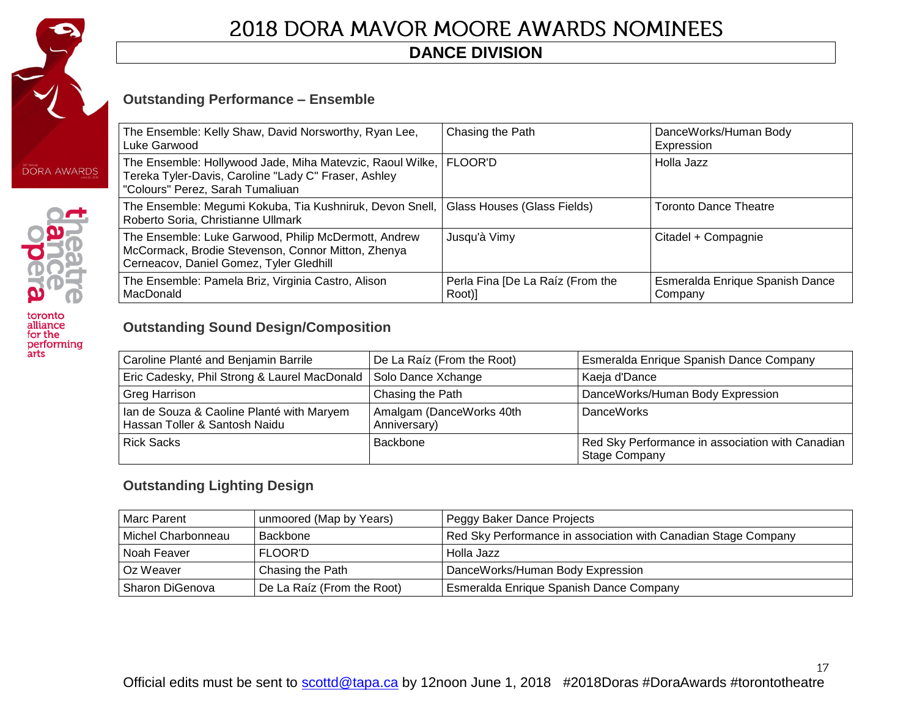# 2018 DORA MAVOR MOORE AWARDS NOMINEES

## DANCE DIVISION

### Outstanding Performance – Ensemble

| | | |
|---|---|---|
| The Ensemble: Kelly Shaw, David Norsworthy, Ryan Lee, Luke Garwood | Chasing the Path | DanceWorks/Human Body Expression |
| The Ensemble: Hollywood Jade, Miha Matevzic, Raoul Wilke, Tereka Tyler-Davis, Caroline "Lady C" Fraser, Ashley "Colours" Perez, Sarah Tumaliuan | FLOOR'D | Holla Jazz |
| The Ensemble: Megumi Kokuba, Tia Kushniruk, Devon Snell, Roberto Soria, Christianne Ullmark | Glass Houses (Glass Fields) | Toronto Dance Theatre |
| The Ensemble: Luke Garwood, Philip McDermott, Andrew McCormack, Brodie Stevenson, Connor Mitton, Zhenya Cerneacov, Daniel Gomez, Tyler Gledhill | Jusqu'à Vimy | Citadel + Compagnie |
| The Ensemble: Pamela Briz, Virginia Castro, Alison MacDonald | Perla Fina [De La Raíz (From the Root)] | Esmeralda Enrique Spanish Dance Company |

### Outstanding Sound Design/Composition

| | | |
|---|---|---|
| Caroline Planté and Benjamin Barrile | De La Raíz (From the Root) | Esmeralda Enrique Spanish Dance Company |
| Eric Cadesky, Phil Strong & Laurel MacDonald | Solo Dance Xchange | Kaeja d'Dance |
| Greg Harrison | Chasing the Path | DanceWorks/Human Body Expression |
| Ian de Souza & Caoline Planté with Maryem Hassan Toller & Santosh Naidu | Amalgam (DanceWorks 40th Anniversary) | DanceWorks |
| Rick Sacks | Backbone | Red Sky Performance in association with Canadian Stage Company |

### Outstanding Lighting Design

| | | |
|---|---|---|
| Marc Parent | unmoored (Map by Years) | Peggy Baker Dance Projects |
| Michel Charbonneau | Backbone | Red Sky Performance in association with Canadian Stage Company |
| Noah Feaver | FLOOR'D | Holla Jazz |
| Oz Weaver | Chasing the Path | DanceWorks/Human Body Expression |
| Sharon DiGenova | De La Raíz (From the Root) | Esmeralda Enrique Spanish Dance Company |

Official edits must be sent to scottd@tapa.ca by 12noon June 1, 2018 #2018Doras #DoraAwards #torontotheatre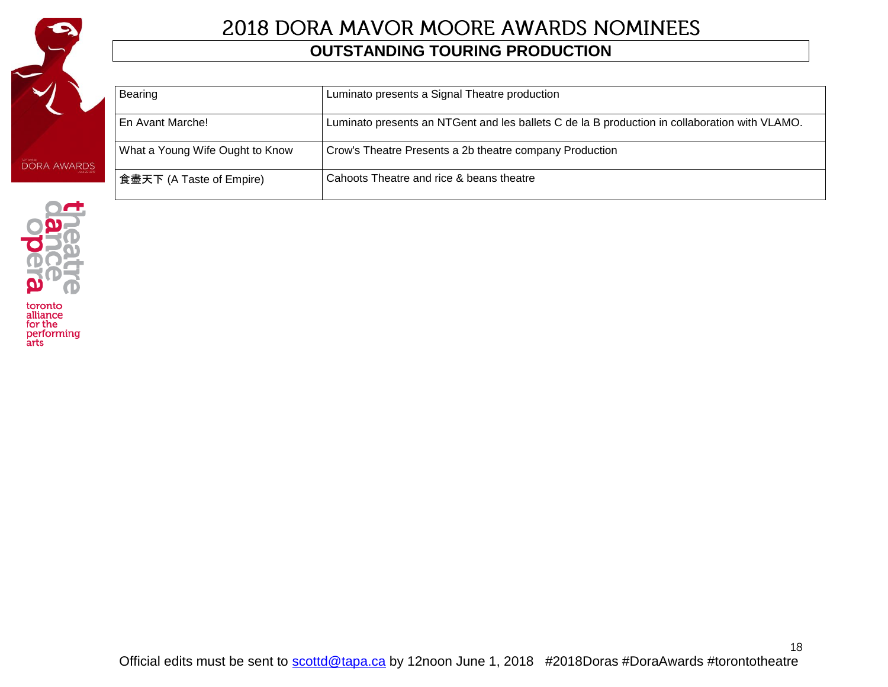# 2018 DORA MAVOR MOORE AWARDS NOMINEES

## OUTSTANDING TOURING PRODUCTION

| | |
|---|---|
| Bearing | Luminato presents a Signal Theatre production |
| En Avant Marche! | Luminato presents an NTGent and les ballets C de la B production in collaboration with VLAMO. |
| What a Young Wife Ought to Know | Crow's Theatre Presents a 2b theatre company Production |
| 食盡天下 (A Taste of Empire) | Cahoots Theatre and rice & beans theatre |

Official edits must be sent to scottd@tapa.ca by 12noon June 1, 2018 #2018Doras #DoraAwards #torontotheatre